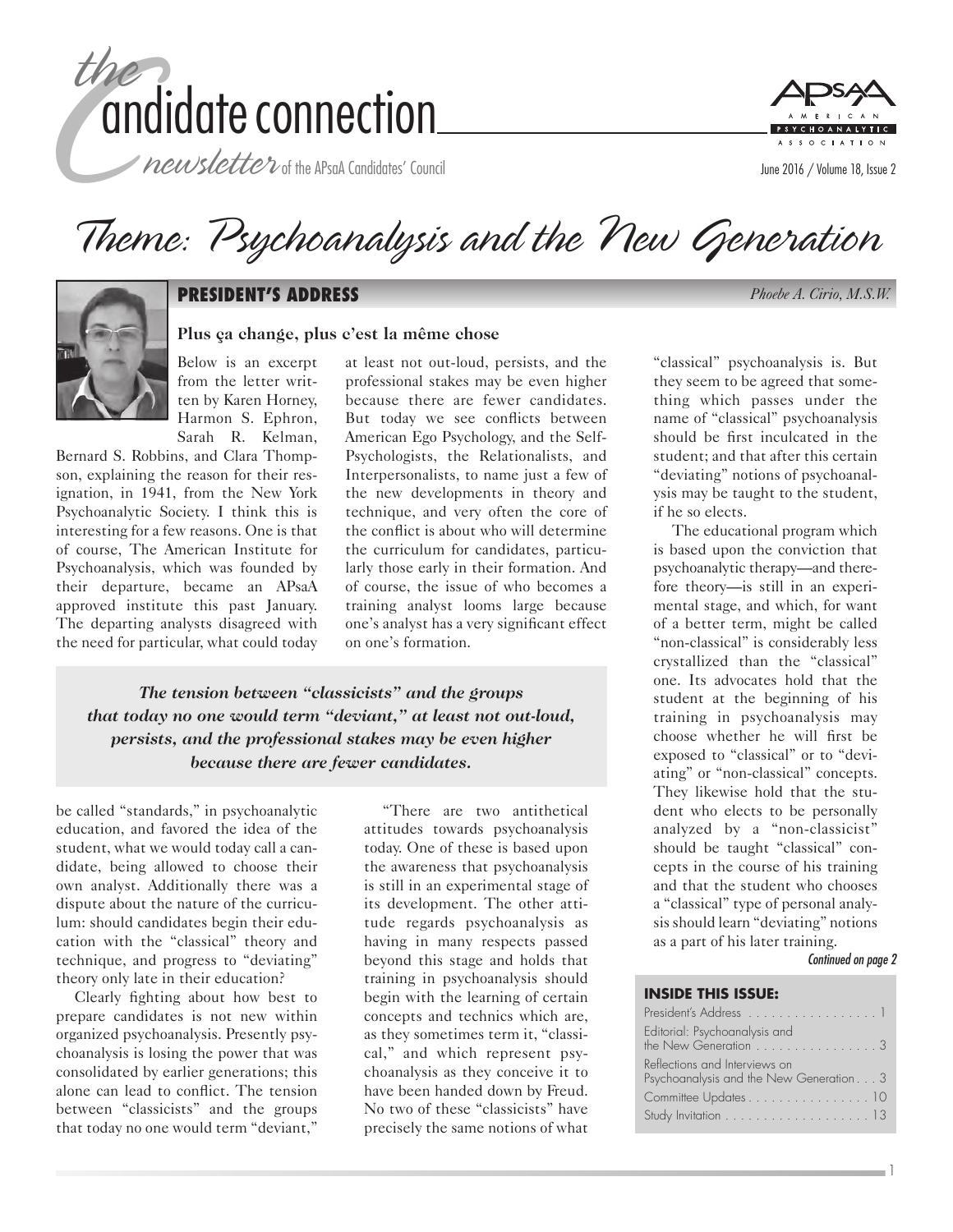# the candidate connection

*newsletter of the APsaA Candidates' Council*

# Theme: Psychoanalysis and the New Generation

## PRESIDENT'S ADDRESS

*Phoebe A. Cirio, M.S.W.*

### Plus ça change, plus c'est la même chose

Below is an excerpt from the letter written by Karen Horney, Harmon S. Ephron, Sarah R. Kelman, Bernard S. Robbins, and Clara Thompson, explaining the reason for their resignation, in 1941, from the New York Psychoanalytic Society. I think this is interesting for a few reasons. One is that of course, The American Institute for Psychoanalysis, which was founded by their departure, became an APsaA approved institute this past January. The departing analysts disagreed with the need for particular, what could today be called "standards," in psychoanalytic education, and favored the idea of the student, what we would today call a candidate, being allowed to choose their own analyst. Additionally there was a dispute about the nature of the curriculum: should candidates begin their education with the "classical" theory and technique, and progress to "deviating" theory only late in their education?

Clearly fighting about how best to prepare candidates is not new within organized psychoanalysis. Presently psychoanalysis is losing the power that was consolidated by earlier generations; this alone can lead to conflict. The tension between "classicists" and the groups that today no one would term "deviant," at least not out-loud, persists, and the professional stakes may be even higher because there are fewer candidates. But today we see conflicts between American Ego Psychology, and the Self-Psychologists, the Relationalists, and Interpersonalists, to name just a few of the new developments in theory and technique, and very often the core of the conflict is about who will determine the curriculum for candidates, particularly those early in their formation. And of course, the issue of who becomes a training analyst looms large because one's analyst has a very significant effect on one's formation.

> ***The tension between "classicists" and the groups that today no one would term "deviant," at least not out-loud, persists, and the professional stakes may be even higher because there are fewer candidates.***

"There are two antithetical attitudes towards psychoanalysis today. One of these is based upon the awareness that psychoanalysis is still in an experimental stage of its development. The other attitude regards psychoanalysis as having in many respects passed beyond this stage and holds that training in psychoanalysis should begin with the learning of certain concepts and technics which are, as they sometimes term it, "classical," and which represent psychoanalysis as they conceive it to have been handed down by Freud. No two of these "classicists" have precisely the same notions of what "classical" psychoanalysis is. But they seem to be agreed that something which passes under the name of "classical" psychoanalysis should be first inculcated in the student; and that after this certain "deviating" notions of psychoanalysis may be taught to the student, if he so elects.

The educational program which is based upon the conviction that psychoanalytic therapy—and therefore theory—is still in an experimental stage, and which, for want of a better term, might be called "non-classical" is considerably less crystallized than the "classical" one. Its advocates hold that the student at the beginning of his training in psychoanalysis may choose whether he will first be exposed to "classical" or to "deviating" or "non-classical" concepts. They likewise hold that the student who elects to be personally analyzed by a "non-classicist" should be taught "classical" concepts in the course of his training and that the student who chooses a "classical" type of personal analysis should learn "deviating" notions as a part of his later training.

*Continued on page 2*

#### INSIDE THIS ISSUE:

| | |
|---|---|
| President's Address | 1 |
| Editorial: Psychoanalysis and the New Generation | 3 |
| Reflections and Interviews on Psychoanalysis and the New Generation | 3 |
| Committee Updates | 10 |
| Study Invitation | 13 |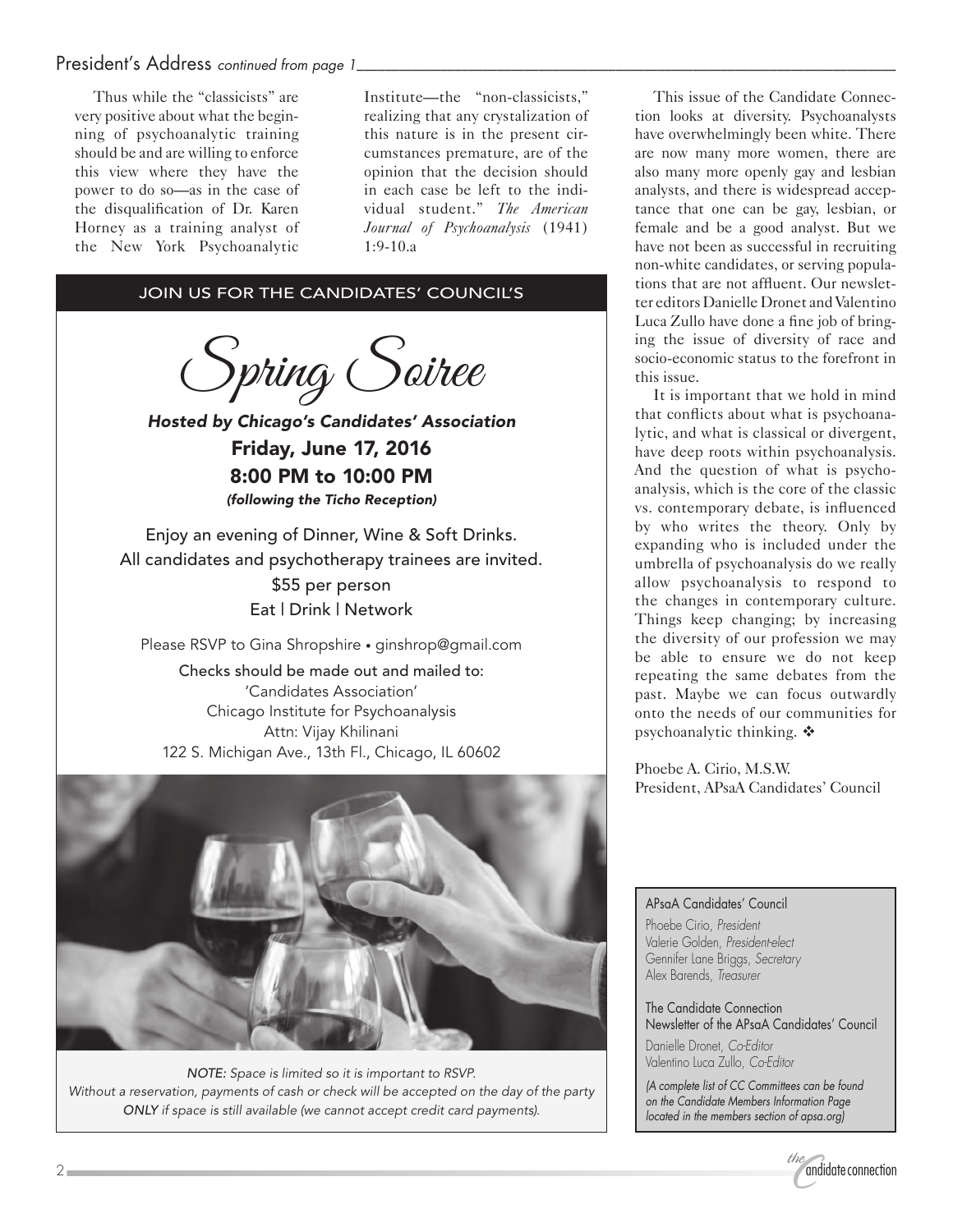## President's Address *continued from page 1*

Thus while the "classicists" are very positive about what the beginning of psychoanalytic training should be and are willing to enforce this view where they have the power to do so—as in the case of the disqualification of Dr. Karen Horney as a training analyst of the New York Psychoanalytic Institute—the "non-classicists," realizing that any crystalization of this nature is in the present circumstances premature, are of the opinion that the decision should in each case be left to the individual student." *The American Journal of Psychoanalysis* (1941) 1:9-10.a

This issue of the Candidate Connection looks at diversity. Psychoanalysts have overwhelmingly been white. There are now many more women, there are also many more openly gay and lesbian analysts, and there is widespread acceptance that one can be gay, lesbian, or female and be a good analyst. But we have not been as successful in recruiting non-white candidates, or serving populations that are not affluent. Our newsletter editors Danielle Dronet and Valentino Luca Zullo have done a fine job of bringing the issue of diversity of race and socio-economic status to the forefront in this issue.

It is important that we hold in mind that conflicts about what is psychoanalytic, and what is classical or divergent, have deep roots within psychoanalysis. And the question of what is psychoanalysis, which is the core of the classic vs. contemporary debate, is influenced by who writes the theory. Only by expanding who is included under the umbrella of psychoanalysis do we really allow psychoanalysis to respond to the changes in contemporary culture. Things keep changing; by increasing the diversity of our profession we may be able to ensure we do not keep repeating the same debates from the past. Maybe we can focus outwardly onto the needs of our communities for psychoanalytic thinking. ❖

Phoebe A. Cirio, M.S.W.
President, APsaA Candidates' Council

---

JOIN US FOR THE CANDIDATES' COUNCIL'S

# Spring Soiree

***Hosted by Chicago's Candidates' Association***

**Friday, June 17, 2016**
**8:00 PM to 10:00 PM**
***(following the Ticho Reception)***

Enjoy an evening of Dinner, Wine & Soft Drinks.
All candidates and psychotherapy trainees are invited.
$55 per person
Eat | Drink | Network

Please RSVP to Gina Shropshire • ginshrop@gmail.com

Checks should be made out and mailed to:
'Candidates Association'
Chicago Institute for Psychoanalysis
Attn: Vijay Khilinani
122 S. Michigan Ave., 13th Fl., Chicago, IL 60602

*NOTE: Space is limited so it is important to RSVP. Without a reservation, payments of cash or check will be accepted on the day of the party ONLY if space is still available (we cannot accept credit card payments).*

---

APsaA Candidates' Council

Phoebe Cirio, *President*
Valerie Golden, *President-elect*
Gennifer Lane Briggs, *Secretary*
Alex Barends, *Treasurer*

The Candidate Connection
Newsletter of the APsaA Candidates' Council

Danielle Dronet, *Co-Editor*
Valentino Luca Zullo, *Co-Editor*

*(A complete list of CC Committees can be found on the Candidate Members Information Page located in the members section of apsa.org)*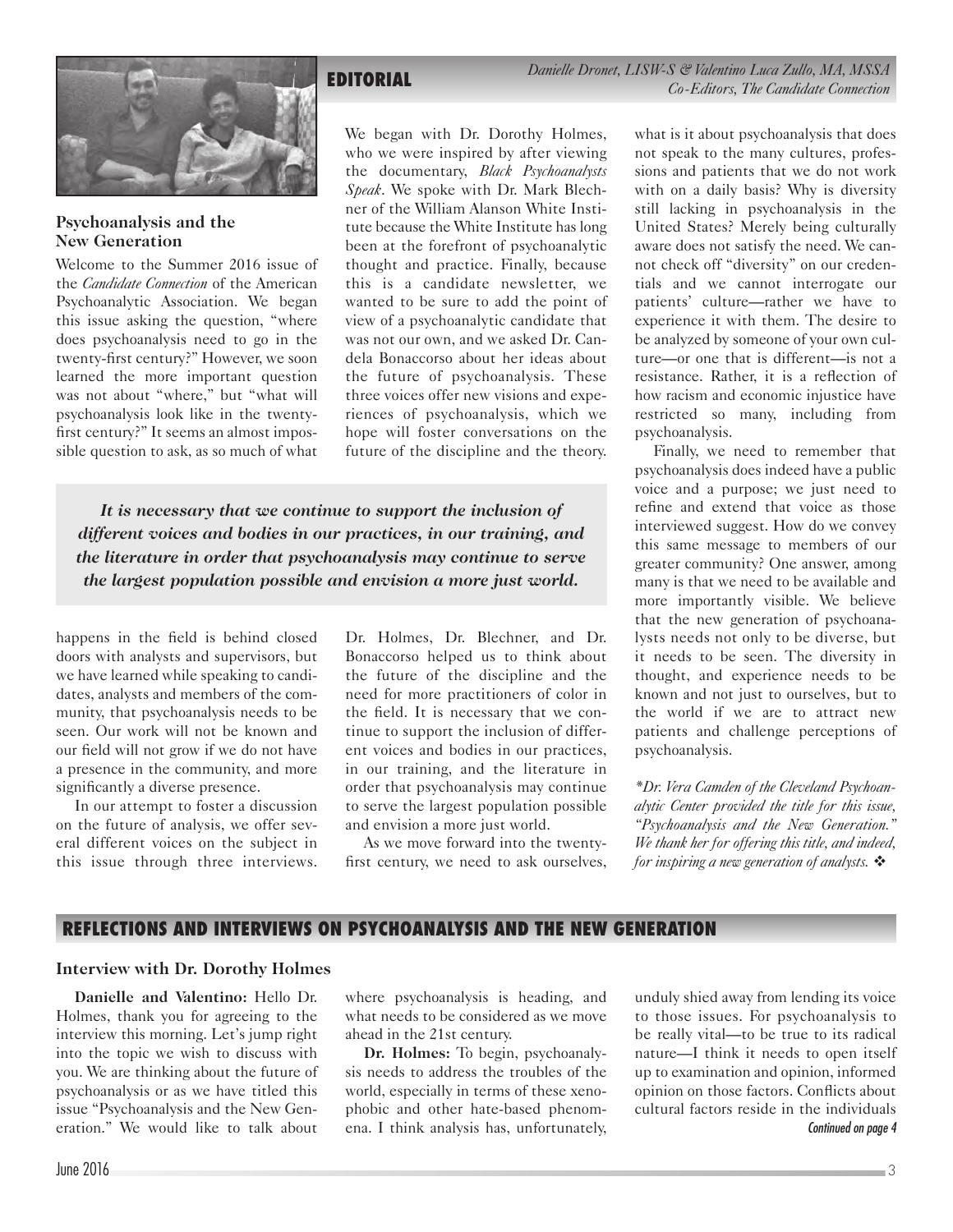## EDITORIAL

*Danielle Dronet, LISW-S & Valentino Luca Zullo, MA, MSSA*
*Co-Editors, The Candidate Connection*

### Psychoanalysis and the New Generation

Welcome to the Summer 2016 issue of the *Candidate Connection* of the American Psychoanalytic Association. We began this issue asking the question, "where does psychoanalysis need to go in the twenty-first century?" However, we soon learned the more important question was not about "where," but "what will psychoanalysis look like in the twenty-first century?" It seems an almost impossible question to ask, as so much of what happens in the field is behind closed doors with analysts and supervisors, but we have learned while speaking to candidates, analysts and members of the community, that psychoanalysis needs to be seen. Our work will not be known and our field will not grow if we do not have a presence in the community, and more significantly a diverse presence.

In our attempt to foster a discussion on the future of analysis, we offer several different voices on the subject in this issue through three interviews. We began with Dr. Dorothy Holmes, who we were inspired by after viewing the documentary, *Black Psychoanalysts Speak*. We spoke with Dr. Mark Blechner of the William Alanson White Institute because the White Institute has long been at the forefront of psychoanalytic thought and practice. Finally, because this is a candidate newsletter, we wanted to be sure to add the point of view of a psychoanalytic candidate that was not our own, and we asked Dr. Candela Bonaccorso about her ideas about the future of psychoanalysis. These three voices offer new visions and experiences of psychoanalysis, which we hope will foster conversations on the future of the discipline and the theory.

> ***It is necessary that we continue to support the inclusion of different voices and bodies in our practices, in our training, and the literature in order that psychoanalysis may continue to serve the largest population possible and envision a more just world.***

Dr. Holmes, Dr. Blechner, and Dr. Bonaccorso helped us to think about the future of the discipline and the need for more practitioners of color in the field. It is necessary that we continue to support the inclusion of different voices and bodies in our practices, in our training, and the literature in order that psychoanalysis may continue to serve the largest population possible and envision a more just world.

As we move forward into the twenty-first century, we need to ask ourselves, what is it about psychoanalysis that does not speak to the many cultures, professions and patients that we do not work with on a daily basis? Why is diversity still lacking in psychoanalysis in the United States? Merely being culturally aware does not satisfy the need. We cannot check off "diversity" on our credentials and we cannot interrogate our patients' culture—rather we have to experience it with them. The desire to be analyzed by someone of your own culture—or one that is different—is not a resistance. Rather, it is a reflection of how racism and economic injustice have restricted so many, including from psychoanalysis.

Finally, we need to remember that psychoanalysis does indeed have a public voice and a purpose; we just need to refine and extend that voice as those interviewed suggest. How do we convey this same message to members of our greater community? One answer, among many is that we need to be available and more importantly visible. We believe that the new generation of psychoanalysts needs not only to be diverse, but it needs to be seen. The diversity in thought, and experience needs to be known and not just to ourselves, but to the world if we are to attract new patients and challenge perceptions of psychoanalysis.

*\*Dr. Vera Camden of the Cleveland Psychoanalytic Center provided the title for this issue, "Psychoanalysis and the New Generation." We thank her for offering this title, and indeed, for inspiring a new generation of analysts.* ❖

## REFLECTIONS AND INTERVIEWS ON PSYCHOANALYSIS AND THE NEW GENERATION

### Interview with Dr. Dorothy Holmes

**Danielle and Valentino:** Hello Dr. Holmes, thank you for agreeing to the interview this morning. Let's jump right into the topic we wish to discuss with you. We are thinking about the future of psychoanalysis or as we have titled this issue "Psychoanalysis and the New Generation." We would like to talk about where psychoanalysis is heading, and what needs to be considered as we move ahead in the 21st century.

**Dr. Holmes:** To begin, psychoanalysis needs to address the troubles of the world, especially in terms of these xenophobic and other hate-based phenomena. I think analysis has, unfortunately, unduly shied away from lending its voice to those issues. For psychoanalysis to be really vital—to be true to its radical nature—I think it needs to open itself up to examination and opinion, informed opinion on those factors. Conflicts about cultural factors reside in the individuals

*Continued on page 4*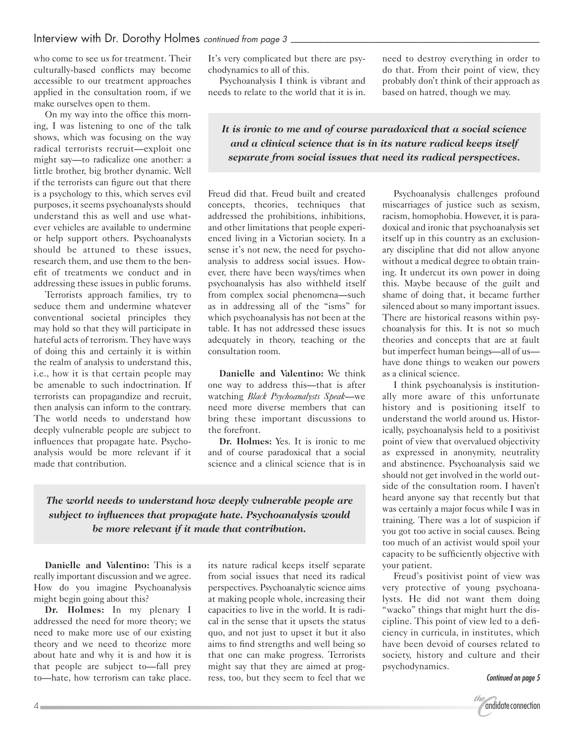who come to see us for treatment. Their culturally-based conflicts may become accessible to our treatment approaches applied in the consultation room, if we make ourselves open to them.

On my way into the office this morning, I was listening to one of the talk shows, which was focusing on the way radical terrorists recruit—exploit one might say—to radicalize one another: a little brother, big brother dynamic. Well if the terrorists can figure out that there is a psychology to this, which serves evil purposes, it seems psychoanalysts should understand this as well and use whatever vehicles are available to undermine or help support others. Psychoanalysts should be attuned to these issues, research them, and use them to the benefit of treatments we conduct and in addressing these issues in public forums.

Terrorists approach families, try to seduce them and undermine whatever conventional societal principles they may hold so that they will participate in hateful acts of terrorism. They have ways of doing this and certainly it is within the realm of analysis to understand this, i.e., how it is that certain people may be amenable to such indoctrination. If terrorists can propagandize and recruit, then analysis can inform to the contrary. The world needs to understand how deeply vulnerable people are subject to influences that propagate hate. Psychoanalysis would be more relevant if it made that contribution.

> ***The world needs to understand how deeply vulnerable people are subject to influences that propagate hate. Psychoanalysis would be more relevant if it made that contribution.***

**Danielle and Valentino:** This is a really important discussion and we agree. How do you imagine Psychoanalysis might begin going about this?

**Dr. Holmes:** In my plenary I addressed the need for more theory; we need to make more use of our existing theory and we need to theorize more about hate and why it is and how it is that people are subject to—fall prey to—hate, how terrorism can take place. It's very complicated but there are psychodynamics to all of this.

Psychoanalysis I think is vibrant and needs to relate to the world that it is in. Freud did that. Freud built and created concepts, theories, techniques that addressed the prohibitions, inhibitions, and other limitations that people experienced living in a Victorian society. In a sense it's not new, the need for psychoanalysis to address social issues. However, there have been ways/times when psychoanalysis has also withheld itself from complex social phenomena—such as in addressing all of the "isms" for which psychoanalysis has not been at the table. It has not addressed these issues adequately in theory, teaching or the consultation room.

**Danielle and Valentino:** We think one way to address this—that is after watching *Black Psychoanalysts Speak*—we need more diverse members that can bring these important discussions to the forefront.

**Dr. Holmes:** Yes. It is ironic to me and of course paradoxical that a social science and a clinical science that is in its nature radical keeps itself separate from social issues that need its radical perspectives. Psychoanalytic science aims at making people whole, increasing their capacities to live in the world. It is radical in the sense that it upsets the status quo, and not just to upset it but it also aims to find strengths and well being so that one can make progress. Terrorists might say that they are aimed at progress, too, but they seem to feel that we need to destroy everything in order to do that. From their point of view, they probably don't think of their approach as based on hatred, though we may.

> ***It is ironic to me and of course paradoxical that a social science and a clinical science that is in its nature radical keeps itself separate from social issues that need its radical perspectives.***

Psychoanalysis challenges profound miscarriages of justice such as sexism, racism, homophobia. However, it is paradoxical and ironic that psychoanalysis set itself up in this country as an exclusionary discipline that did not allow anyone without a medical degree to obtain training. It undercut its own power in doing this. Maybe because of the guilt and shame of doing that, it became further silenced about so many important issues. There are historical reasons within psychoanalysis for this. It is not so much theories and concepts that are at fault but imperfect human beings—all of us—have done things to weaken our powers as a clinical science.

I think psychoanalysis is institutionally more aware of this unfortunate history and is positioning itself to understand the world around us. Historically, psychoanalysis held to a positivist point of view that overvalued objectivity as expressed in anonymity, neutrality and abstinence. Psychoanalysis said we should not get involved in the world outside of the consultation room. I haven't heard anyone say that recently but that was certainly a major focus while I was in training. There was a lot of suspicion if you got too active in social causes. Being too much of an activist would spoil your capacity to be sufficiently objective with your patient.

Freud's positivist point of view was very protective of young psychoanalysts. He did not want them doing "wacko" things that might hurt the discipline. This point of view led to a deficiency in curricula, in institutes, which have been devoid of courses related to society, history and culture and their psychodynamics.

*Continued on page 5*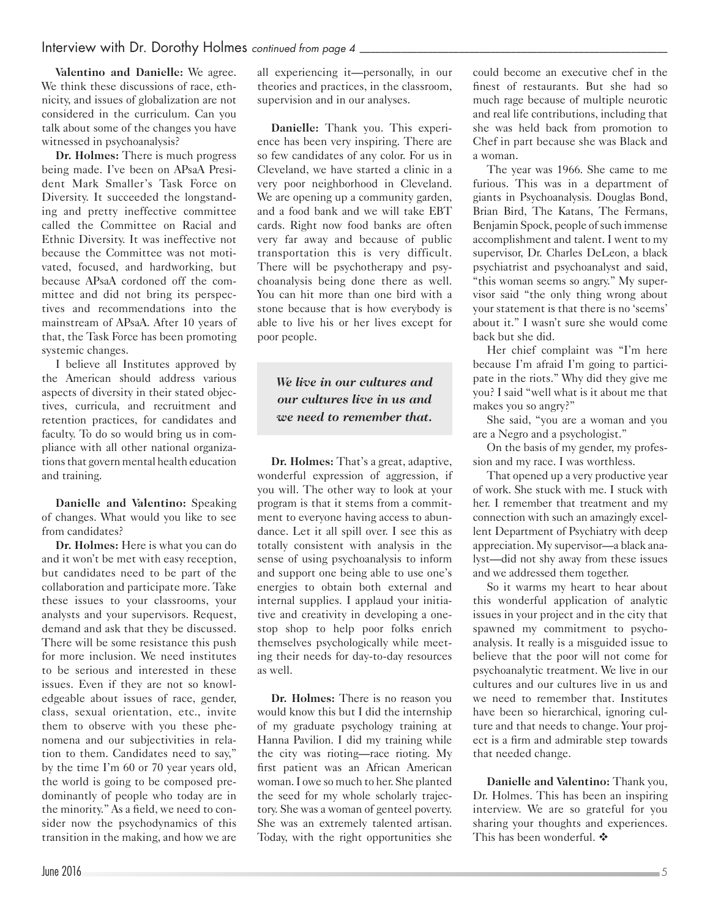**Valentino and Danielle:** We agree. We think these discussions of race, ethnicity, and issues of globalization are not considered in the curriculum. Can you talk about some of the changes you have witnessed in psychoanalysis?

**Dr. Holmes:** There is much progress being made. I've been on APsaA President Mark Smaller's Task Force on Diversity. It succeeded the longstanding and pretty ineffective committee called the Committee on Racial and Ethnic Diversity. It was ineffective not because the Committee was not motivated, focused, and hardworking, but because APsaA cordoned off the committee and did not bring its perspectives and recommendations into the mainstream of APsaA. After 10 years of that, the Task Force has been promoting systemic changes.

I believe all Institutes approved by the American should address various aspects of diversity in their stated objectives, curricula, and recruitment and retention practices, for candidates and faculty. To do so would bring us in compliance with all other national organizations that govern mental health education and training.

**Danielle and Valentino:** Speaking of changes. What would you like to see from candidates?

**Dr. Holmes:** Here is what you can do and it won't be met with easy reception, but candidates need to be part of the collaboration and participate more. Take these issues to your classrooms, your analysts and your supervisors. Request, demand and ask that they be discussed. There will be some resistance this push for more inclusion. We need institutes to be serious and interested in these issues. Even if they are not so knowledgeable about issues of race, gender, class, sexual orientation, etc., invite them to observe with you these phenomena and our subjectivities in relation to them. Candidates need to say," by the time I'm 60 or 70 year years old, the world is going to be composed predominantly of people who today are in the minority." As a field, we need to consider now the psychodynamics of this transition in the making, and how we are all experiencing it—personally, in our theories and practices, in the classroom, supervision and in our analyses.

**Danielle:** Thank you. This experience has been very inspiring. There are so few candidates of any color. For us in Cleveland, we have started a clinic in a very poor neighborhood in Cleveland. We are opening up a community garden, and a food bank and we will take EBT cards. Right now food banks are often very far away and because of public transportation this is very difficult. There will be psychotherapy and psychoanalysis being done there as well. You can hit more than one bird with a stone because that is how everybody is able to live his or her lives except for poor people.

> ***We live in our cultures and our cultures live in us and we need to remember that.***

**Dr. Holmes:** That's a great, adaptive, wonderful expression of aggression, if you will. The other way to look at your program is that it stems from a commitment to everyone having access to abundance. Let it all spill over. I see this as totally consistent with analysis in the sense of using psychoanalysis to inform and support one being able to use one's energies to obtain both external and internal supplies. I applaud your initiative and creativity in developing a one-stop shop to help poor folks enrich themselves psychologically while meeting their needs for day-to-day resources as well.

**Dr. Holmes:** There is no reason you would know this but I did the internship of my graduate psychology training at Hanna Pavilion. I did my training while the city was rioting—race rioting. My first patient was an African American woman. I owe so much to her. She planted the seed for my whole scholarly trajectory. She was a woman of genteel poverty. She was an extremely talented artisan. Today, with the right opportunities she could become an executive chef in the finest of restaurants. But she had so much rage because of multiple neurotic and real life contributions, including that she was held back from promotion to Chef in part because she was Black and a woman.

The year was 1966. She came to me furious. This was in a department of giants in Psychoanalysis. Douglas Bond, Brian Bird, The Katans, The Fermans, Benjamin Spock, people of such immense accomplishment and talent. I went to my supervisor, Dr. Charles DeLeon, a black psychiatrist and psychoanalyst and said, "this woman seems so angry." My supervisor said "the only thing wrong about your statement is that there is no 'seems' about it." I wasn't sure she would come back but she did.

Her chief complaint was "I'm here because I'm afraid I'm going to participate in the riots." Why did they give me you? I said "well what is it about me that makes you so angry?"

She said, "you are a woman and you are a Negro and a psychologist."

On the basis of my gender, my profession and my race. I was worthless.

That opened up a very productive year of work. She stuck with me. I stuck with her. I remember that treatment and my connection with such an amazingly excellent Department of Psychiatry with deep appreciation. My supervisor—a black analyst—did not shy away from these issues and we addressed them together.

So it warms my heart to hear about this wonderful application of analytic issues in your project and in the city that spawned my commitment to psychoanalysis. It really is a misguided issue to believe that the poor will not come for psychoanalytic treatment. We live in our cultures and our cultures live in us and we need to remember that. Institutes have been so hierarchical, ignoring culture and that needs to change. Your project is a firm and admirable step towards that needed change.

**Danielle and Valentino:** Thank you, Dr. Holmes. This has been an inspiring interview. We are so grateful for you sharing your thoughts and experiences. This has been wonderful. ❖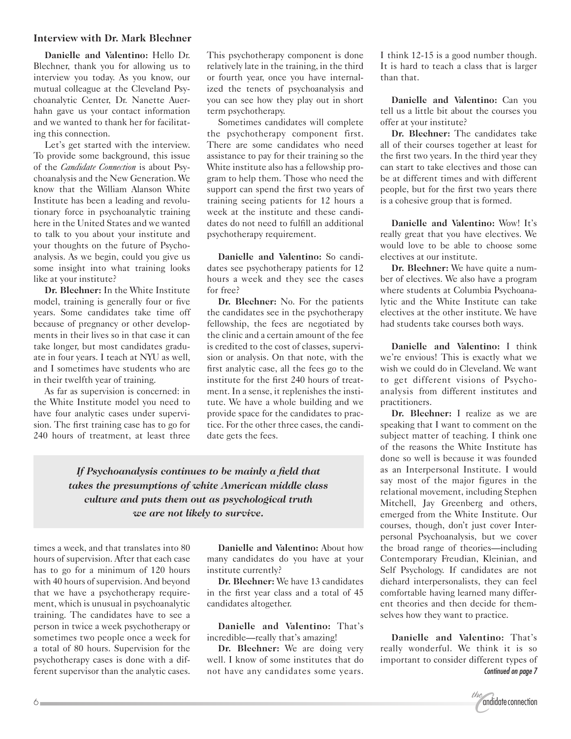### Interview with Dr. Mark Blechner

**Danielle and Valentino:** Hello Dr. Blechner, thank you for allowing us to interview you today. As you know, our mutual colleague at the Cleveland Psychoanalytic Center, Dr. Nanette Auerhahn gave us your contact information and we wanted to thank her for facilitating this connection.

Let's get started with the interview. To provide some background, this issue of the *Candidate Connection* is about Psychoanalysis and the New Generation. We know that the William Alanson White Institute has been a leading and revolutionary force in psychoanalytic training here in the United States and we wanted to talk to you about your institute and your thoughts on the future of Psychoanalysis. As we begin, could you give us some insight into what training looks like at your institute?

**Dr. Blechner:** In the White Institute model, training is generally four or five years. Some candidates take time off because of pregnancy or other developments in their lives so in that case it can take longer, but most candidates graduate in four years. I teach at NYU as well, and I sometimes have students who are in their twelfth year of training.

As far as supervision is concerned: in the White Institute model you need to have four analytic cases under supervision. The first training case has to go for 240 hours of treatment, at least three times a week, and that translates into 80 hours of supervision. After that each case has to go for a minimum of 120 hours with 40 hours of supervision. And beyond that we have a psychotherapy requirement, which is unusual in psychoanalytic training. The candidates have to see a person in twice a week psychotherapy or sometimes two people once a week for a total of 80 hours. Supervision for the psychotherapy cases is done with a different supervisor than the analytic cases. This psychotherapy component is done relatively late in the training, in the third or fourth year, once you have internalized the tenets of psychoanalysis and you can see how they play out in short term psychotherapy.

Sometimes candidates will complete the psychotherapy component first. There are some candidates who need assistance to pay for their training so the White institute also has a fellowship program to help them. Those who need the support can spend the first two years of training seeing patients for 12 hours a week at the institute and these candidates do not need to fulfill an additional psychotherapy requirement.

**Danielle and Valentino:** So candidates see psychotherapy patients for 12 hours a week and they see the cases for free?

**Dr. Blechner:** No. For the patients the candidates see in the psychotherapy fellowship, the fees are negotiated by the clinic and a certain amount of the fee is credited to the cost of classes, supervision or analysis. On that note, with the first analytic case, all the fees go to the institute for the first 240 hours of treatment. In a sense, it replenishes the institute. We have a whole building and we provide space for the candidates to practice. For the other three cases, the candidate gets the fees.

> ***If Psychoanalysis continues to be mainly a field that takes the presumptions of white American middle class culture and puts them out as psychological truth we are not likely to survive.***

**Danielle and Valentino:** About how many candidates do you have at your institute currently?

**Dr. Blechner:** We have 13 candidates in the first year class and a total of 45 candidates altogether.

**Danielle and Valentino:** That's incredible—really that's amazing!

**Dr. Blechner:** We are doing very well. I know of some institutes that do not have any candidates some years. I think 12-15 is a good number though. It is hard to teach a class that is larger than that.

**Danielle and Valentino:** Can you tell us a little bit about the courses you offer at your institute?

**Dr. Blechner:** The candidates take all of their courses together at least for the first two years. In the third year they can start to take electives and those can be at different times and with different people, but for the first two years there is a cohesive group that is formed.

**Danielle and Valentino:** Wow! It's really great that you have electives. We would love to be able to choose some electives at our institute.

**Dr. Blechner:** We have quite a number of electives. We also have a program where students at Columbia Psychoanalytic and the White Institute can take electives at the other institute. We have had students take courses both ways.

**Danielle and Valentino:** I think we're envious! This is exactly what we wish we could do in Cleveland. We want to get different visions of Psychoanalysis from different institutes and practitioners.

**Dr. Blechner:** I realize as we are speaking that I want to comment on the subject matter of teaching. I think one of the reasons the White Institute has done so well is because it was founded as an Interpersonal Institute. I would say most of the major figures in the relational movement, including Stephen Mitchell, Jay Greenberg and others, emerged from the White Institute. Our courses, though, don't just cover Interpersonal Psychoanalysis, but we cover the broad range of theories—including Contemporary Freudian, Kleinian, and Self Psychology. If candidates are not diehard interpersonalists, they can feel comfortable having learned many different theories and then decide for themselves how they want to practice.

**Danielle and Valentino:** That's really wonderful. We think it is so important to consider different types of

*Continued on page 7*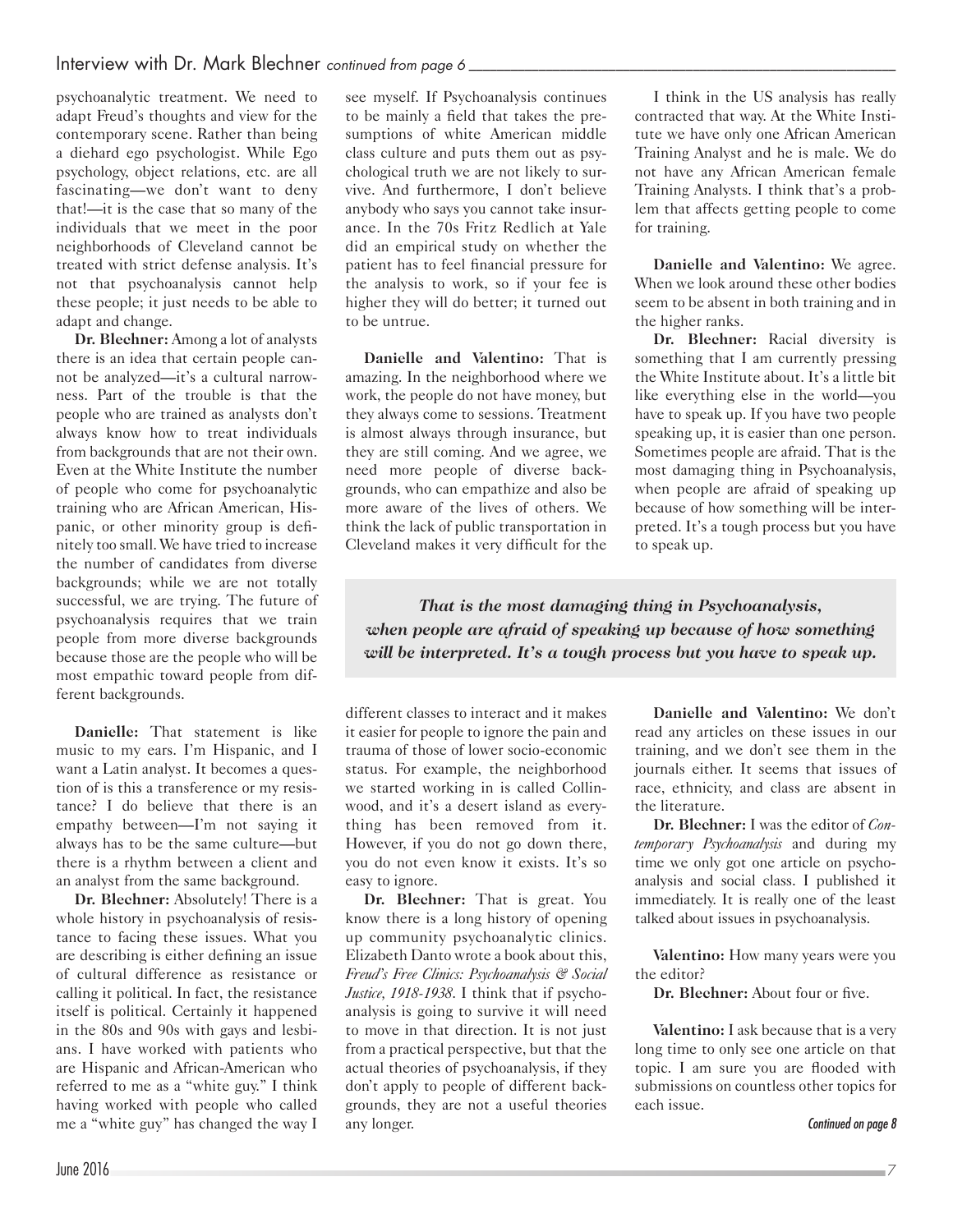psychoanalytic treatment. We need to adapt Freud's thoughts and view for the contemporary scene. Rather than being a diehard ego psychologist. While Ego psychology, object relations, etc. are all fascinating—we don't want to deny that!—it is the case that so many of the individuals that we meet in the poor neighborhoods of Cleveland cannot be treated with strict defense analysis. It's not that psychoanalysis cannot help these people; it just needs to be able to adapt and change.

**Dr. Blechner:** Among a lot of analysts there is an idea that certain people cannot be analyzed—it's a cultural narrowness. Part of the trouble is that the people who are trained as analysts don't always know how to treat individuals from backgrounds that are not their own. Even at the White Institute the number of people who come for psychoanalytic training who are African American, Hispanic, or other minority group is definitely too small. We have tried to increase the number of candidates from diverse backgrounds; while we are not totally successful, we are trying. The future of psychoanalysis requires that we train people from more diverse backgrounds because those are the people who will be most empathic toward people from different backgrounds.

**Danielle:** That statement is like music to my ears. I'm Hispanic, and I want a Latin analyst. It becomes a question of is this a transference or my resistance? I do believe that there is an empathy between—I'm not saying it always has to be the same culture—but there is a rhythm between a client and an analyst from the same background.

**Dr. Blechner:** Absolutely! There is a whole history in psychoanalysis of resistance to facing these issues. What you are describing is either defining an issue of cultural difference as resistance or calling it political. In fact, the resistance itself is political. Certainly it happened in the 80s and 90s with gays and lesbians. I have worked with patients who are Hispanic and African-American who referred to me as a "white guy." I think having worked with people who called me a "white guy" has changed the way I see myself. If Psychoanalysis continues to be mainly a field that takes the presumptions of white American middle class culture and puts them out as psychological truth we are not likely to survive. And furthermore, I don't believe anybody who says you cannot take insurance. In the 70s Fritz Redlich at Yale did an empirical study on whether the patient has to feel financial pressure for the analysis to work, so if your fee is higher they will do better; it turned out to be untrue.

**Danielle and Valentino:** That is amazing. In the neighborhood where we work, the people do not have money, but they always come to sessions. Treatment is almost always through insurance, but they are still coming. And we agree, we need more people of diverse backgrounds, who can empathize and also be more aware of the lives of others. We think the lack of public transportation in Cleveland makes it very difficult for the different classes to interact and it makes it easier for people to ignore the pain and trauma of those of lower socio-economic status. For example, the neighborhood we started working in is called Collinwood, and it's a desert island as everything has been removed from it. However, if you do not go down there, you do not even know it exists. It's so easy to ignore.

**Dr. Blechner:** That is great. You know there is a long history of opening up community psychoanalytic clinics. Elizabeth Danto wrote a book about this, *Freud's Free Clinics: Psychoanalysis & Social Justice, 1918-1938*. I think that if psychoanalysis is going to survive it will need to move in that direction. It is not just from a practical perspective, but that the actual theories of psychoanalysis, if they don't apply to people of different backgrounds, they are not a useful theories any longer.

I think in the US analysis has really contracted that way. At the White Institute we have only one African American Training Analyst and he is male. We do not have any African American female Training Analysts. I think that's a problem that affects getting people to come for training.

**Danielle and Valentino:** We agree. When we look around these other bodies seem to be absent in both training and in the higher ranks.

**Dr. Blechner:** Racial diversity is something that I am currently pressing the White Institute about. It's a little bit like everything else in the world—you have to speak up. If you have two people speaking up, it is easier than one person. Sometimes people are afraid. That is the most damaging thing in Psychoanalysis, when people are afraid of speaking up because of how something will be interpreted. It's a tough process but you have to speak up.

> ***That is the most damaging thing in Psychoanalysis, when people are afraid of speaking up because of how something will be interpreted. It's a tough process but you have to speak up.***

**Danielle and Valentino:** We don't read any articles on these issues in our training, and we don't see them in the journals either. It seems that issues of race, ethnicity, and class are absent in the literature.

**Dr. Blechner:** I was the editor of *Contemporary Psychoanalysis* and during my time we only got one article on psychoanalysis and social class. I published it immediately. It is really one of the least talked about issues in psychoanalysis.

**Valentino:** How many years were you the editor?

**Dr. Blechner:** About four or five.

**Valentino:** I ask because that is a very long time to only see one article on that topic. I am sure you are flooded with submissions on countless other topics for each issue.

*Continued on page 8*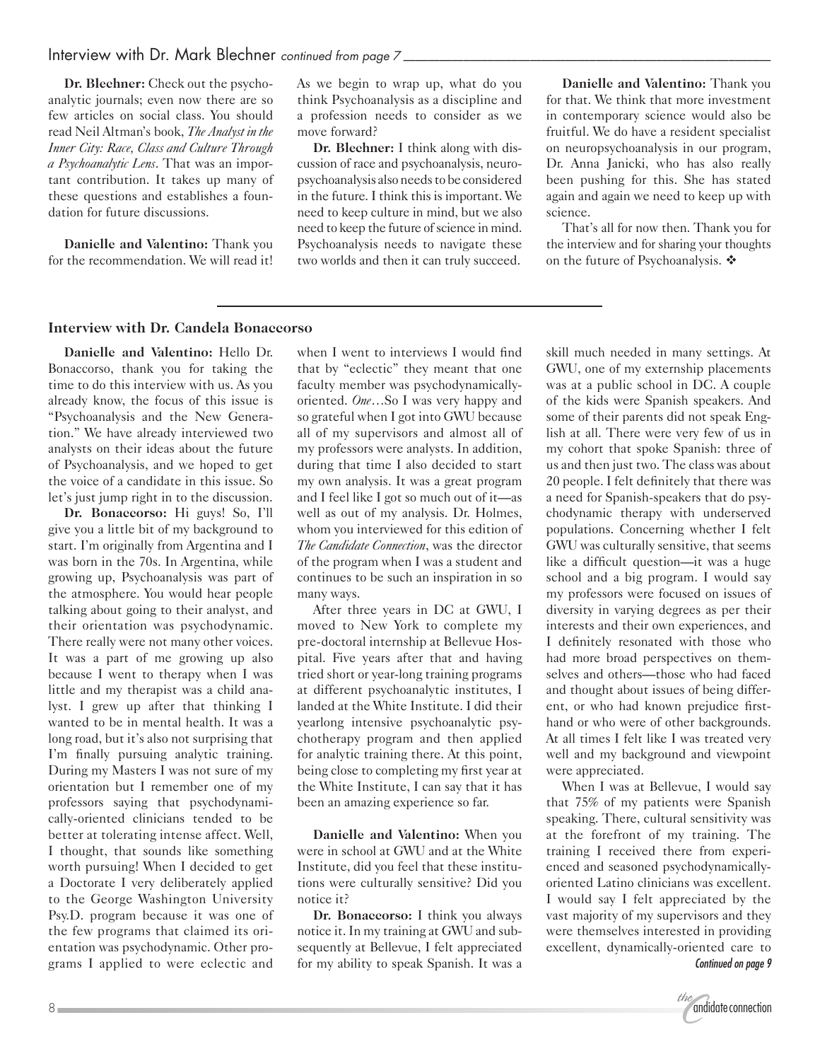Interview with Dr. Mark Blechner *continued from page 7*

**Dr. Blechner:** Check out the psychoanalytic journals; even now there are so few articles on social class. You should read Neil Altman's book, *The Analyst in the Inner City: Race, Class and Culture Through a Psychoanalytic Lens*. That was an important contribution. It takes up many of these questions and establishes a foundation for future discussions.

**Danielle and Valentino:** Thank you for the recommendation. We will read it! As we begin to wrap up, what do you think Psychoanalysis as a discipline and a profession needs to consider as we move forward?

**Dr. Blechner:** I think along with discussion of race and psychoanalysis, neuropsychoanalysis also needs to be considered in the future. I think this is important. We need to keep culture in mind, but we also need to keep the future of science in mind. Psychoanalysis needs to navigate these two worlds and then it can truly succeed.

**Danielle and Valentino:** Thank you for that. We think that more investment in contemporary science would also be fruitful. We do have a resident specialist on neuropsychoanalysis in our program, Dr. Anna Janicki, who has also really been pushing for this. She has stated again and again we need to keep up with science.

That's all for now then. Thank you for the interview and for sharing your thoughts on the future of Psychoanalysis. ❖

---

### Interview with Dr. Candela Bonaccorso

**Danielle and Valentino:** Hello Dr. Bonaccorso, thank you for taking the time to do this interview with us. As you already know, the focus of this issue is "Psychoanalysis and the New Generation." We have already interviewed two analysts on their ideas about the future of Psychoanalysis, and we hoped to get the voice of a candidate in this issue. So let's just jump right in to the discussion.

**Dr. Bonaccorso:** Hi guys! So, I'll give you a little bit of my background to start. I'm originally from Argentina and I was born in the 70s. In Argentina, while growing up, Psychoanalysis was part of the atmosphere. You would hear people talking about going to their analyst, and their orientation was psychodynamic. There really were not many other voices. It was a part of me growing up also because I went to therapy when I was little and my therapist was a child analyst. I grew up after that thinking I wanted to be in mental health. It was a long road, but it's also not surprising that I'm finally pursuing analytic training. During my Masters I was not sure of my orientation but I remember one of my professors saying that psychodynamically-oriented clinicians tended to be better at tolerating intense affect. Well, I thought, that sounds like something worth pursuing! When I decided to get a Doctorate I very deliberately applied to the George Washington University Psy.D. program because it was one of the few programs that claimed its orientation was psychodynamic. Other programs I applied to were eclectic and when I went to interviews I would find that by "eclectic" they meant that one faculty member was psychodynamically-oriented. *One*…So I was very happy and so grateful when I got into GWU because all of my supervisors and almost all of my professors were analysts. In addition, during that time I also decided to start my own analysis. It was a great program and I feel like I got so much out of it—as well as out of my analysis. Dr. Holmes, whom you interviewed for this edition of *The Candidate Connection*, was the director of the program when I was a student and continues to be such an inspiration in so many ways.

After three years in DC at GWU, I moved to New York to complete my pre-doctoral internship at Bellevue Hospital. Five years after that and having tried short or year-long training programs at different psychoanalytic institutes, I landed at the White Institute. I did their yearlong intensive psychoanalytic psychotherapy program and then applied for analytic training there. At this point, being close to completing my first year at the White Institute, I can say that it has been an amazing experience so far.

**Danielle and Valentino:** When you were in school at GWU and at the White Institute, did you feel that these institutions were culturally sensitive? Did you notice it?

**Dr. Bonaccorso:** I think you always notice it. In my training at GWU and subsequently at Bellevue, I felt appreciated for my ability to speak Spanish. It was a skill much needed in many settings. At GWU, one of my externship placements was at a public school in DC. A couple of the kids were Spanish speakers. And some of their parents did not speak English at all. There were very few of us in my cohort that spoke Spanish: three of us and then just two. The class was about 20 people. I felt definitely that there was a need for Spanish-speakers that do psychodynamic therapy with underserved populations. Concerning whether I felt GWU was culturally sensitive, that seems like a difficult question—it was a huge school and a big program. I would say my professors were focused on issues of diversity in varying degrees as per their interests and their own experiences, and I definitely resonated with those who had more broad perspectives on themselves and others—those who had faced and thought about issues of being different, or who had known prejudice firsthand or who were of other backgrounds. At all times I felt like I was treated very well and my background and viewpoint were appreciated.

When I was at Bellevue, I would say that 75% of my patients were Spanish speaking. There, cultural sensitivity was at the forefront of my training. The training I received there from experienced and seasoned psychodynamically-oriented Latino clinicians was excellent. I would say I felt appreciated by the vast majority of my supervisors and they were themselves interested in providing excellent, dynamically-oriented care to

*Continued on page 9*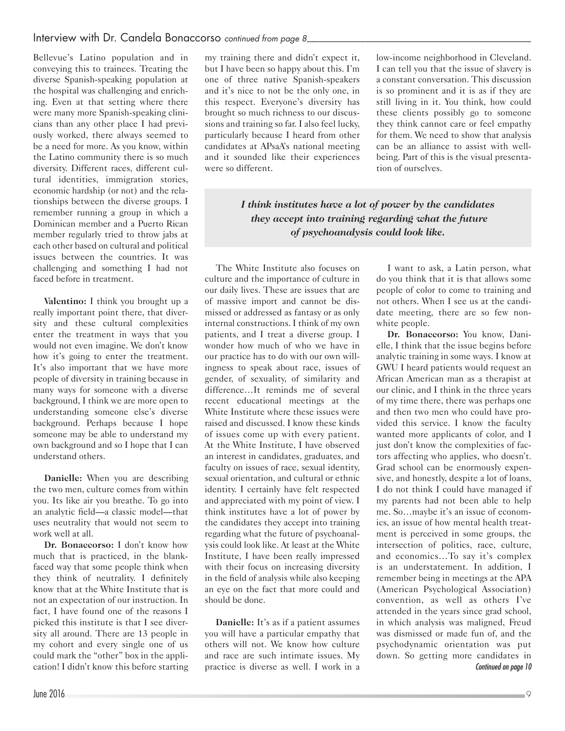Bellevue's Latino population and in conveying this to trainees. Treating the diverse Spanish-speaking population at the hospital was challenging and enriching. Even at that setting where there were many more Spanish-speaking clinicians than any other place I had previously worked, there always seemed to be a need for more. As you know, within the Latino community there is so much diversity. Different races, different cultural identities, immigration stories, economic hardship (or not) and the relationships between the diverse groups. I remember running a group in which a Dominican member and a Puerto Rican member regularly tried to throw jabs at each other based on cultural and political issues between the countries. It was challenging and something I had not faced before in treatment.

**Valentino:** I think you brought up a really important point there, that diversity and these cultural complexities enter the treatment in ways that you would not even imagine. We don't know how it's going to enter the treatment. It's also important that we have more people of diversity in training because in many ways for someone with a diverse background, I think we are more open to understanding someone else's diverse background. Perhaps because I hope someone may be able to understand my own background and so I hope that I can understand others.

**Danielle:** When you are describing the two men, culture comes from within you. Its like air you breathe. To go into an analytic field—a classic model—that uses neutrality that would not seem to work well at all.

**Dr. Bonaccorso:** I don't know how much that is practiced, in the blank-faced way that some people think when they think of neutrality. I definitely know that at the White Institute that is not an expectation of our instruction. In fact, I have found one of the reasons I picked this institute is that I see diversity all around. There are 13 people in my cohort and every single one of us could mark the "other" box in the application! I didn't know this before starting my training there and didn't expect it, but I have been so happy about this. I'm one of three native Spanish-speakers and it's nice to not be the only one, in this respect. Everyone's diversity has brought so much richness to our discussions and training so far. I also feel lucky, particularly because I heard from other candidates at APsaA's national meeting and it sounded like their experiences were so different.

> *I think institutes have a lot of power by the candidates they accept into training regarding what the future of psychoanalysis could look like.*

The White Institute also focuses on culture and the importance of culture in our daily lives. These are issues that are of massive import and cannot be dismissed or addressed as fantasy or as only internal constructions. I think of my own patients, and I treat a diverse group. I wonder how much of who we have in our practice has to do with our own willingness to speak about race, issues of gender, of sexuality, of similarity and difference…It reminds me of several recent educational meetings at the White Institute where these issues were raised and discussed. I know these kinds of issues come up with every patient. At the White Institute, I have observed an interest in candidates, graduates, and faculty on issues of race, sexual identity, sexual orientation, and cultural or ethnic identity. I certainly have felt respected and appreciated with my point of view. I think institutes have a lot of power by the candidates they accept into training regarding what the future of psychoanalysis could look like. At least at the White Institute, I have been really impressed with their focus on increasing diversity in the field of analysis while also keeping an eye on the fact that more could and should be done.

**Danielle:** It's as if a patient assumes you will have a particular empathy that others will not. We know how culture and race are such intimate issues. My practice is diverse as well. I work in a low-income neighborhood in Cleveland. I can tell you that the issue of slavery is a constant conversation. This discussion is so prominent and it is as if they are still living in it. You think, how could these clients possibly go to someone they think cannot care or feel empathy for them. We need to show that analysis can be an alliance to assist with well-being. Part of this is the visual presentation of ourselves.

I want to ask, a Latin person, what do you think that it is that allows some people of color to come to training and not others. When I see us at the candidate meeting, there are so few non-white people.

**Dr. Bonaccorso:** You know, Danielle, I think that the issue begins before analytic training in some ways. I know at GWU I heard patients would request an African American man as a therapist at our clinic, and I think in the three years of my time there, there was perhaps one and then two men who could have provided this service. I know the faculty wanted more applicants of color, and I just don't know the complexities of factors affecting who applies, who doesn't. Grad school can be enormously expensive, and honestly, despite a lot of loans, I do not think I could have managed if my parents had not been able to help me. So…maybe it's an issue of economics, an issue of how mental health treatment is perceived in some groups, the intersection of politics, race, culture, and economics…To say it's complex is an understatement. In addition, I remember being in meetings at the APA (American Psychological Association) convention, as well as others I've attended in the years since grad school, in which analysis was maligned, Freud was dismissed or made fun of, and the psychodynamic orientation was put down. So getting more candidates in

*Continued on page 10*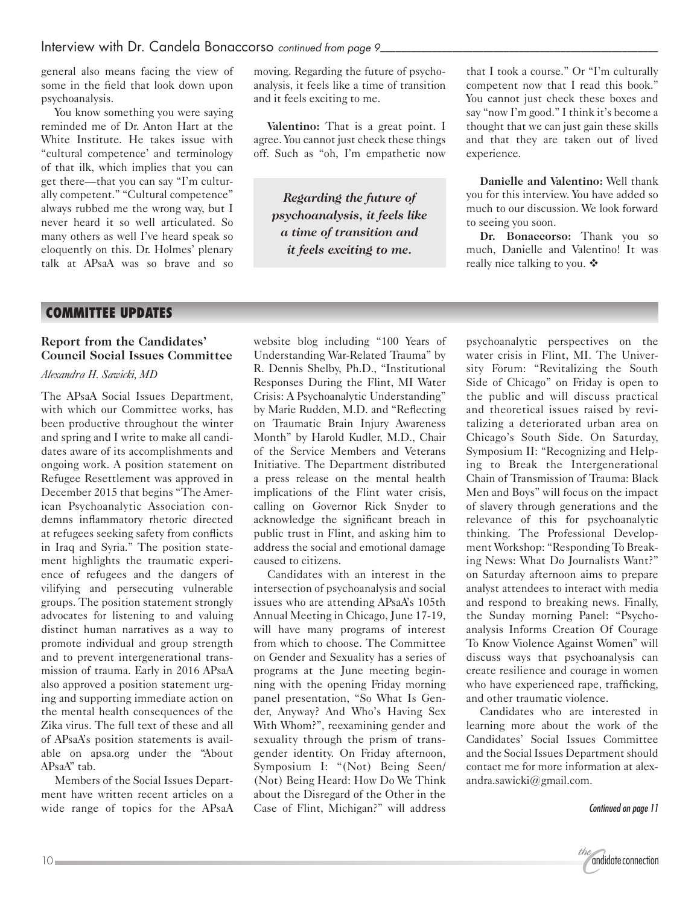Interview with Dr. Candela Bonaccorso *continued from page 9*

general also means facing the view of some in the field that look down upon psychoanalysis.

You know something you were saying reminded me of Dr. Anton Hart at the White Institute. He takes issue with "cultural competence' and terminology of that ilk, which implies that you can get there—that you can say "I'm culturally competent." "Cultural competence" always rubbed me the wrong way, but I never heard it so well articulated. So many others as well I've heard speak so eloquently on this. Dr. Holmes' plenary talk at APsaA was so brave and so moving. Regarding the future of psychoanalysis, it feels like a time of transition and it feels exciting to me.

**Valentino:** That is a great point. I agree. You cannot just check these things off. Such as "oh, I'm empathetic now that I took a course." Or "I'm culturally competent now that I read this book." You cannot just check these boxes and say "now I'm good." I think it's become a thought that we can just gain these skills and that they are taken out of lived experience.

> ***Regarding the future of psychoanalysis, it feels like a time of transition and it feels exciting to me.***

**Danielle and Valentino:** Well thank you for this interview. You have added so much to our discussion. We look forward to seeing you soon.

**Dr. Bonaccorso:** Thank you so much, Danielle and Valentino! It was really nice talking to you. ❖

## COMMITTEE UPDATES

### Report from the Candidates' Council Social Issues Committee

*Alexandra H. Sawicki, MD*

The APsaA Social Issues Department, with which our Committee works, has been productive throughout the winter and spring and I write to make all candidates aware of its accomplishments and ongoing work. A position statement on Refugee Resettlement was approved in December 2015 that begins "The American Psychoanalytic Association condemns inflammatory rhetoric directed at refugees seeking safety from conflicts in Iraq and Syria." The position statement highlights the traumatic experience of refugees and the dangers of vilifying and persecuting vulnerable groups. The position statement strongly advocates for listening to and valuing distinct human narratives as a way to promote individual and group strength and to prevent intergenerational transmission of trauma. Early in 2016 APsaA also approved a position statement urging and supporting immediate action on the mental health consequences of the Zika virus. The full text of these and all of APsaA's position statements is available on apsa.org under the "About APsaA" tab.

Members of the Social Issues Department have written recent articles on a wide range of topics for the APsaA website blog including "100 Years of Understanding War-Related Trauma" by R. Dennis Shelby, Ph.D., "Institutional Responses During the Flint, MI Water Crisis: A Psychoanalytic Understanding" by Marie Rudden, M.D. and "Reflecting on Traumatic Brain Injury Awareness Month" by Harold Kudler, M.D., Chair of the Service Members and Veterans Initiative. The Department distributed a press release on the mental health implications of the Flint water crisis, calling on Governor Rick Snyder to acknowledge the significant breach in public trust in Flint, and asking him to address the social and emotional damage caused to citizens.

Candidates with an interest in the intersection of psychoanalysis and social issues who are attending APsaA's 105th Annual Meeting in Chicago, June 17-19, will have many programs of interest from which to choose. The Committee on Gender and Sexuality has a series of programs at the June meeting beginning with the opening Friday morning panel presentation, "So What Is Gender, Anyway? And Who's Having Sex With Whom?", reexamining gender and sexuality through the prism of transgender identity. On Friday afternoon, Symposium I: "(Not) Being Seen/(Not) Being Heard: How Do We Think about the Disregard of the Other in the Case of Flint, Michigan?" will address psychoanalytic perspectives on the water crisis in Flint, MI. The University Forum: "Revitalizing the South Side of Chicago" on Friday is open to the public and will discuss practical and theoretical issues raised by revitalizing a deteriorated urban area on Chicago's South Side. On Saturday, Symposium II: "Recognizing and Helping to Break the Intergenerational Chain of Transmission of Trauma: Black Men and Boys" will focus on the impact of slavery through generations and the relevance of this for psychoanalytic thinking. The Professional Development Workshop: "Responding To Breaking News: What Do Journalists Want?" on Saturday afternoon aims to prepare analyst attendees to interact with media and respond to breaking news. Finally, the Sunday morning Panel: "Psychoanalysis Informs Creation Of Courage To Know Violence Against Women" will discuss ways that psychoanalysis can create resilience and courage in women who have experienced rape, trafficking, and other traumatic violence.

Candidates who are interested in learning more about the work of the Candidates' Social Issues Committee and the Social Issues Department should contact me for more information at alexandra.sawicki@gmail.com.

*Continued on page 11*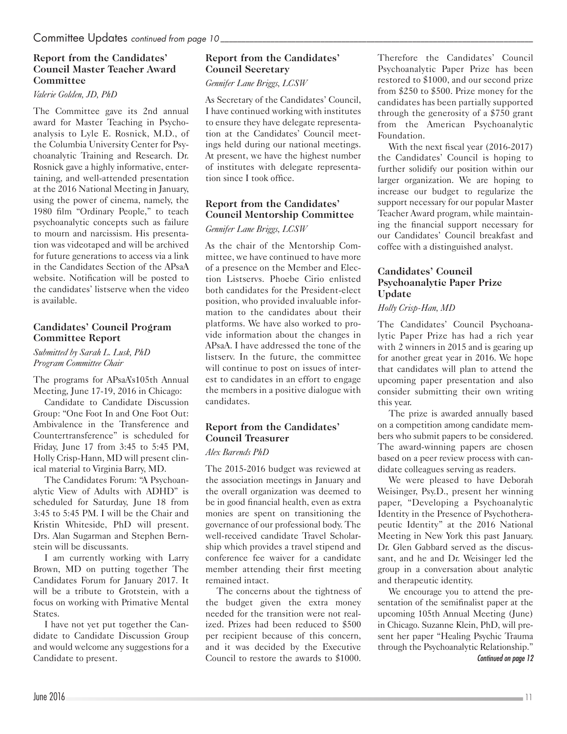Committee Updates *continued from page 10*

### Report from the Candidates' Council Master Teacher Award Committee

*Valerie Golden, JD, PhD*

The Committee gave its 2nd annual award for Master Teaching in Psychoanalysis to Lyle E. Rosnick, M.D., of the Columbia University Center for Psychoanalytic Training and Research. Dr. Rosnick gave a highly informative, entertaining, and well-attended presentation at the 2016 National Meeting in January, using the power of cinema, namely, the 1980 film "Ordinary People," to teach psychoanalytic concepts such as failure to mourn and narcissism. His presentation was videotaped and will be archived for future generations to access via a link in the Candidates Section of the APsaA website. Notification will be posted to the candidates' listserve when the video is available.

### Candidates' Council Program Committee Report

*Submitted by Sarah L. Lusk, PhD*
*Program Committee Chair*

The programs for APsaA's105th Annual Meeting, June 17-19, 2016 in Chicago:

Candidate to Candidate Discussion Group: "One Foot In and One Foot Out: Ambivalence in the Transference and Countertransference" is scheduled for Friday, June 17 from 3:45 to 5:45 PM, Holly Crisp-Hann, MD will present clinical material to Virginia Barry, MD.

The Candidates Forum: "A Psychoanalytic View of Adults with ADHD" is scheduled for Saturday, June 18 from 3:45 to 5:45 PM. I will be the Chair and Kristin Whiteside, PhD will present. Drs. Alan Sugarman and Stephen Bernstein will be discussants.

I am currently working with Larry Brown, MD on putting together The Candidates Forum for January 2017. It will be a tribute to Grotstein, with a focus on working with Primative Mental States.

I have not yet put together the Candidate to Candidate Discussion Group and would welcome any suggestions for a Candidate to present.

### Report from the Candidates' Council Secretary

*Gennifer Lane Briggs, LCSW*

As Secretary of the Candidates' Council, I have continued working with institutes to ensure they have delegate representation at the Candidates' Council meetings held during our national meetings. At present, we have the highest number of institutes with delegate representation since I took office.

### Report from the Candidates' Council Mentorship Committee

*Gennifer Lane Briggs, LCSW*

As the chair of the Mentorship Committee, we have continued to have more of a presence on the Member and Election Listservs. Phoebe Cirio enlisted both candidates for the President-elect position, who provided invaluable information to the candidates about their platforms. We have also worked to provide information about the changes in APsaA. I have addressed the tone of the listserv. In the future, the committee will continue to post on issues of interest to candidates in an effort to engage the members in a positive dialogue with candidates.

### Report from the Candidates' Council Treasurer

*Alex Barends PhD*

The 2015-2016 budget was reviewed at the association meetings in January and the overall organization was deemed to be in good financial health, even as extra monies are spent on transitioning the governance of our professional body. The well-received candidate Travel Scholarship which provides a travel stipend and conference fee waiver for a candidate member attending their first meeting remained intact.

The concerns about the tightness of the budget given the extra money needed for the transition were not realized. Prizes had been reduced to $500 per recipient because of this concern, and it was decided by the Executive Council to restore the awards to $1000. Therefore the Candidates' Council Psychoanalytic Paper Prize has been restored to $1000, and our second prize from $250 to $500. Prize money for the candidates has been partially supported through the generosity of a $750 grant from the American Psychoanalytic Foundation.

With the next fiscal year (2016-2017) the Candidates' Council is hoping to further solidify our position within our larger organization. We are hoping to increase our budget to regularize the support necessary for our popular Master Teacher Award program, while maintaining the financial support necessary for our Candidates' Council breakfast and coffee with a distinguished analyst.

### Candidates' Council Psychoanalytic Paper Prize Update

*Holly Crisp-Han, MD*

The Candidates' Council Psychoanalytic Paper Prize has had a rich year with 2 winners in 2015 and is gearing up for another great year in 2016. We hope that candidates will plan to attend the upcoming paper presentation and also consider submitting their own writing this year.

The prize is awarded annually based on a competition among candidate members who submit papers to be considered. The award-winning papers are chosen based on a peer review process with candidate colleagues serving as readers.

We were pleased to have Deborah Weisinger, Psy.D., present her winning paper, "Developing a Psychoanalytic Identity in the Presence of Psychotherapeutic Identity" at the 2016 National Meeting in New York this past January. Dr. Glen Gabbard served as the discussant, and he and Dr. Weisinger led the group in a conversation about analytic and therapeutic identity.

We encourage you to attend the presentation of the semifinalist paper at the upcoming 105th Annual Meeting (June) in Chicago. Suzanne Klein, PhD, will present her paper "Healing Psychic Trauma through the Psychoanalytic Relationship."

*Continued on page 12*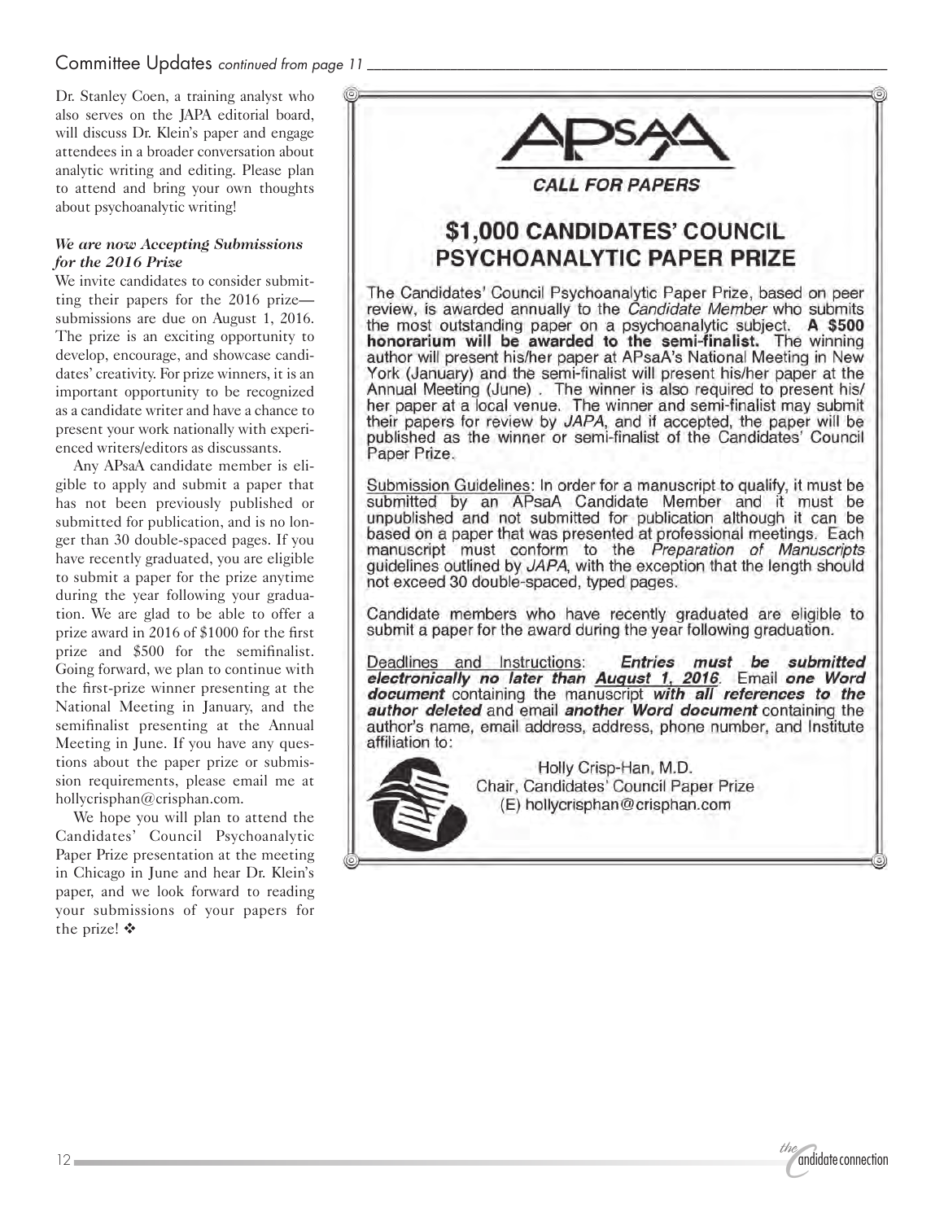## Committee Updates *continued from page 11*

Dr. Stanley Coen, a training analyst who also serves on the JAPA editorial board, will discuss Dr. Klein's paper and engage attendees in a broader conversation about analytic writing and editing. Please plan to attend and bring your own thoughts about psychoanalytic writing!

***We are now Accepting Submissions for the 2016 Prize***

We invite candidates to consider submitting their papers for the 2016 prize—submissions are due on August 1, 2016. The prize is an exciting opportunity to develop, encourage, and showcase candidates' creativity. For prize winners, it is an important opportunity to be recognized as a candidate writer and have a chance to present your work nationally with experienced writers/editors as discussants.

Any APsaA candidate member is eligible to apply and submit a paper that has not been previously published or submitted for publication, and is no longer than 30 double-spaced pages. If you have recently graduated, you are eligible to submit a paper for the prize anytime during the year following your graduation. We are glad to be able to offer a prize award in 2016 of $1000 for the first prize and $500 for the semifinalist. Going forward, we plan to continue with the first-prize winner presenting at the National Meeting in January, and the semifinalist presenting at the Annual Meeting in June. If you have any questions about the paper prize or submission requirements, please email me at hollycrisphan@crisphan.com.

We hope you will plan to attend the Candidates' Council Psychoanalytic Paper Prize presentation at the meeting in Chicago in June and hear Dr. Klein's paper, and we look forward to reading your submissions of your papers for the prize! ❖

---

APsaA

**CALL FOR PAPERS**

## $1,000 CANDIDATES' COUNCIL PSYCHOANALYTIC PAPER PRIZE

The Candidates' Council Psychoanalytic Paper Prize, based on peer review, is awarded annually to the *Candidate Member* who submits the most outstanding paper on a psychoanalytic subject. **A $500 honorarium will be awarded to the semi-finalist.** The winning author will present his/her paper at APsaA's National Meeting in New York (January) and the semi-finalist will present his/her paper at the Annual Meeting (June) . The winner is also required to present his/her paper at a local venue. The winner and semi-finalist may submit their papers for review by *JAPA*, and if accepted, the paper will be published as the winner or semi-finalist of the Candidates' Council Paper Prize.

Submission Guidelines: In order for a manuscript to qualify, it must be submitted by an APsaA Candidate Member and it must be unpublished and not submitted for publication although it can be based on a paper that was presented at professional meetings. Each manuscript must conform to the *Preparation of Manuscripts* guidelines outlined by *JAPA*, with the exception that the length should not exceed 30 double-spaced, typed pages.

Candidate members who have recently graduated are eligible to submit a paper for the award during the year following graduation.

Deadlines and Instructions: ***Entries must be submitted electronically no later than August 1, 2016.*** Email ***one Word document*** containing the manuscript ***with all references to the author deleted*** and email ***another Word document*** containing the author's name, email address, address, phone number, and Institute affiliation to:

Holly Crisp-Han, M.D.
Chair, Candidates' Council Paper Prize
(E) hollycrisphan@crisphan.com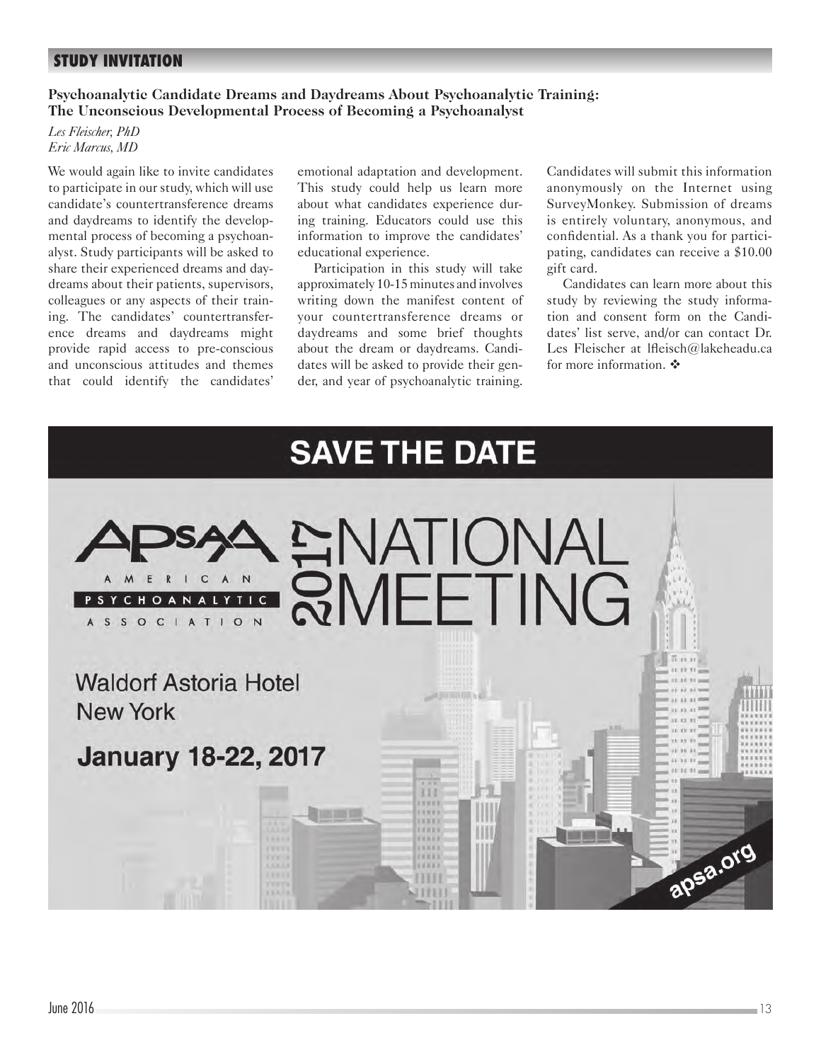## STUDY INVITATION

### Psychoanalytic Candidate Dreams and Daydreams About Psychoanalytic Training: The Unconscious Developmental Process of Becoming a Psychoanalyst

*Les Fleischer, PhD*
*Eric Marcus, MD*

We would again like to invite candidates to participate in our study, which will use candidate's countertransference dreams and daydreams to identify the developmental process of becoming a psychoanalyst. Study participants will be asked to share their experienced dreams and daydreams about their patients, supervisors, colleagues or any aspects of their training. The candidates' countertransference dreams and daydreams might provide rapid access to pre-conscious and unconscious attitudes and themes that could identify the candidates' emotional adaptation and development. This study could help us learn more about what candidates experience during training. Educators could use this information to improve the candidates' educational experience.

Participation in this study will take approximately 10-15 minutes and involves writing down the manifest content of your countertransference dreams or daydreams and some brief thoughts about the dream or daydreams. Candidates will be asked to provide their gender, and year of psychoanalytic training. Candidates will submit this information anonymously on the Internet using SurveyMonkey. Submission of dreams is entirely voluntary, anonymous, and confidential. As a thank you for participating, candidates can receive a $10.00 gift card.

Candidates can learn more about this study by reviewing the study information and consent form on the Candidates' list serve, and/or can contact Dr. Les Fleischer at lfleisch@lakeheadu.ca for more information. ❖

## SAVE THE DATE

APsaA
AMERICAN PSYCHOANALYTIC ASSOCIATION

2017 NATIONAL MEETING

Waldorf Astoria Hotel
New York

**January 18-22, 2017**

apsa.org